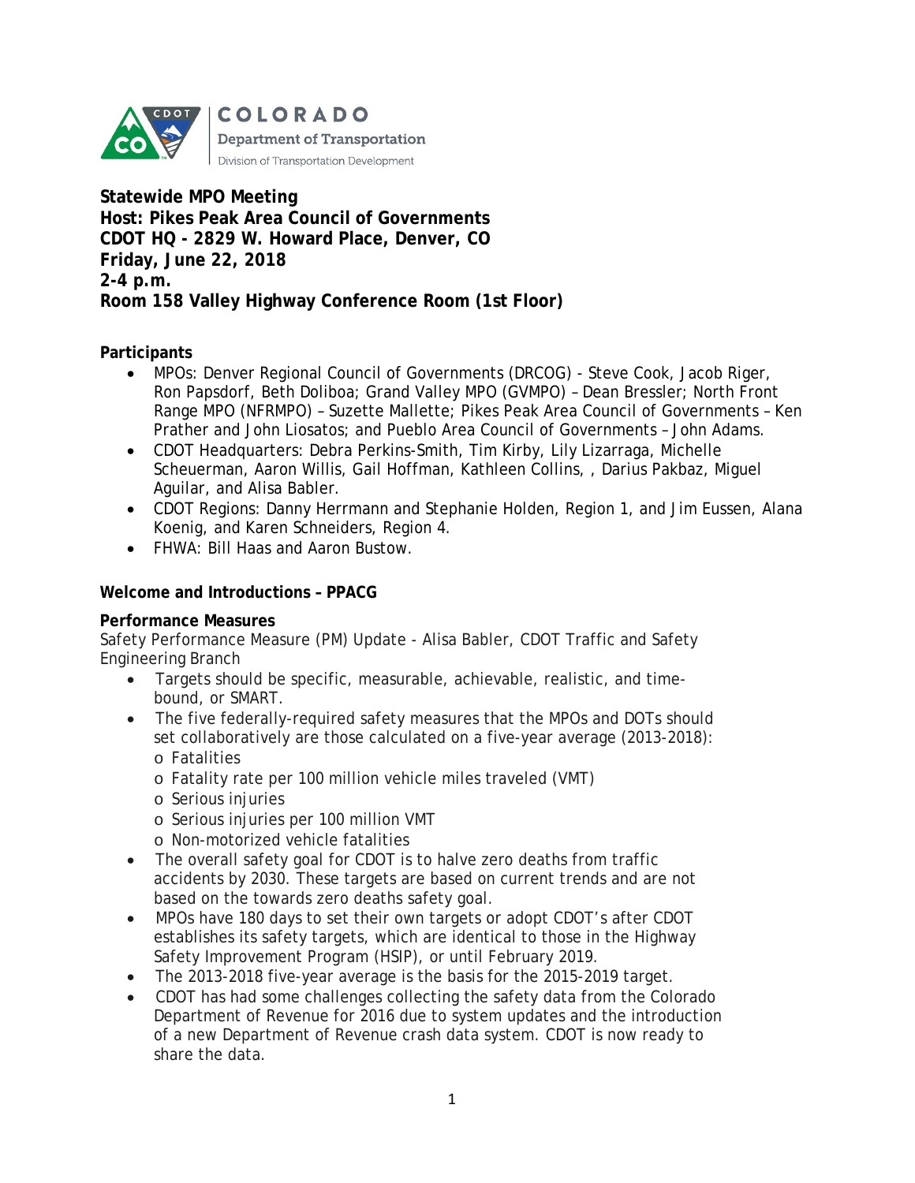COLORADO
Department of Transportation
Division of Transportation Development

**Statewide MPO Meeting**
**Host: Pikes Peak Area Council of Governments**
**CDOT HQ - 2829 W. Howard Place, Denver, CO**
**Friday, June 22, 2018**
**2-4 p.m.**
**Room 158 Valley Highway Conference Room (1st Floor)**

**Participants**

- MPOs: Denver Regional Council of Governments (DRCOG) - Steve Cook, Jacob Riger, Ron Papsdorf, Beth Doliboa; Grand Valley MPO (GVMPO) – Dean Bressler; North Front Range MPO (NFRMPO) – Suzette Mallette; Pikes Peak Area Council of Governments – Ken Prather and John Liosatos; and Pueblo Area Council of Governments – John Adams.
- CDOT Headquarters: Debra Perkins-Smith, Tim Kirby, Lily Lizarraga, Michelle Scheuerman, Aaron Willis, Gail Hoffman, Kathleen Collins, , Darius Pakbaz, Miguel Aguilar, and Alisa Babler.
- CDOT Regions: Danny Herrmann and Stephanie Holden, Region 1, and Jim Eussen, Alana Koenig, and Karen Schneiders, Region 4.
- FHWA: Bill Haas and Aaron Bustow.

**Welcome and Introductions – PPACG**

**Performance Measures**

Safety Performance Measure (PM) Update - Alisa Babler, CDOT Traffic and Safety Engineering Branch

- Targets should be specific, measurable, achievable, realistic, and time-bound, or SMART.
- The five federally-required safety measures that the MPOs and DOTs should set collaboratively are those calculated on a five-year average (2013-2018):
  - Fatalities
  - Fatality rate per 100 million vehicle miles traveled (VMT)
  - Serious injuries
  - Serious injuries per 100 million VMT
  - Non-motorized vehicle fatalities
- The overall safety goal for CDOT is to halve zero deaths from traffic accidents by 2030. These targets are based on current trends and are not based on the towards zero deaths safety goal.
- MPOs have 180 days to set their own targets or adopt CDOT's after CDOT establishes its safety targets, which are identical to those in the Highway Safety Improvement Program (HSIP), or until February 2019.
- The 2013-2018 five-year average is the basis for the 2015-2019 target.
- CDOT has had some challenges collecting the safety data from the Colorado Department of Revenue for 2016 due to system updates and the introduction of a new Department of Revenue crash data system. CDOT is now ready to share the data.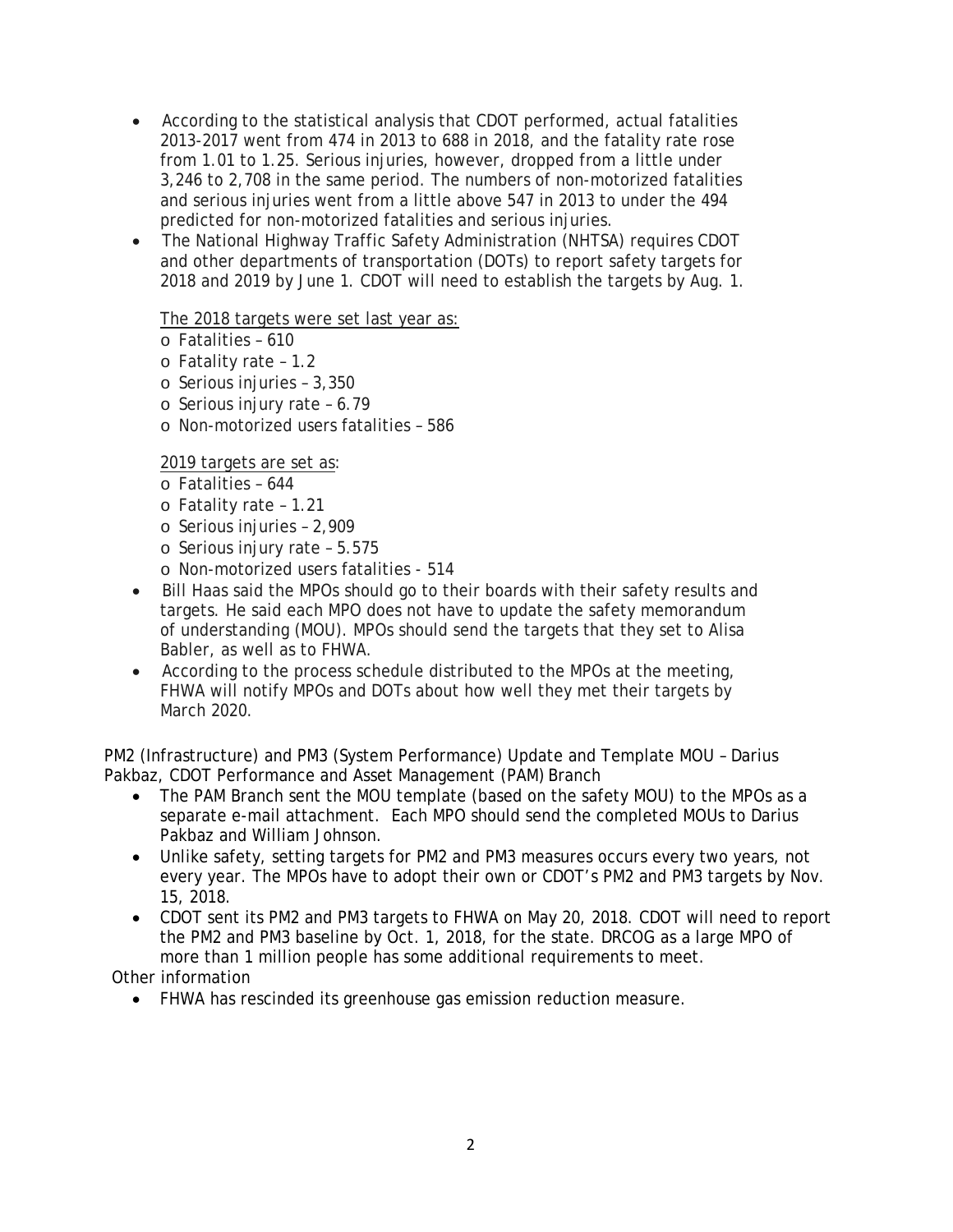- According to the statistical analysis that CDOT performed, actual fatalities 2013-2017 went from 474 in 2013 to 688 in 2018, and the fatality rate rose from 1.01 to 1.25. Serious injuries, however, dropped from a little under 3,246 to 2,708 in the same period. The numbers of non-motorized fatalities and serious injuries went from a little above 547 in 2013 to under the 494 predicted for non-motorized fatalities and serious injuries.
- The National Highway Traffic Safety Administration (NHTSA) requires CDOT and other departments of transportation (DOTs) to report safety targets for 2018 and 2019 by June 1. CDOT will need to establish the targets by Aug. 1.

  The 2018 targets were set last year as:
  - Fatalities – 610
  - Fatality rate – 1.2
  - Serious injuries – 3,350
  - Serious injury rate – 6.79
  - Non-motorized users fatalities – 586

  2019 targets are set as:
  - Fatalities – 644
  - Fatality rate – 1.21
  - Serious injuries – 2,909
  - Serious injury rate – 5.575
  - Non-motorized users fatalities - 514
- Bill Haas said the MPOs should go to their boards with their safety results and targets. He said each MPO does not have to update the safety memorandum of understanding (MOU). MPOs should send the targets that they set to Alisa Babler, as well as to FHWA.
- According to the process schedule distributed to the MPOs at the meeting, FHWA will notify MPOs and DOTs about how well they met their targets by March 2020.

PM2 (Infrastructure) and PM3 (System Performance) Update and Template MOU – Darius Pakbaz, CDOT Performance and Asset Management (PAM) Branch

- The PAM Branch sent the MOU template (based on the safety MOU) to the MPOs as a separate e-mail attachment. Each MPO should send the completed MOUs to Darius Pakbaz and William Johnson.
- Unlike safety, setting targets for PM2 and PM3 measures occurs every two years, not every year. The MPOs have to adopt their own or CDOT's PM2 and PM3 targets by Nov. 15, 2018.
- CDOT sent its PM2 and PM3 targets to FHWA on May 20, 2018. CDOT will need to report the PM2 and PM3 baseline by Oct. 1, 2018, for the state. DRCOG as a large MPO of more than 1 million people has some additional requirements to meet.

Other information

- FHWA has rescinded its greenhouse gas emission reduction measure.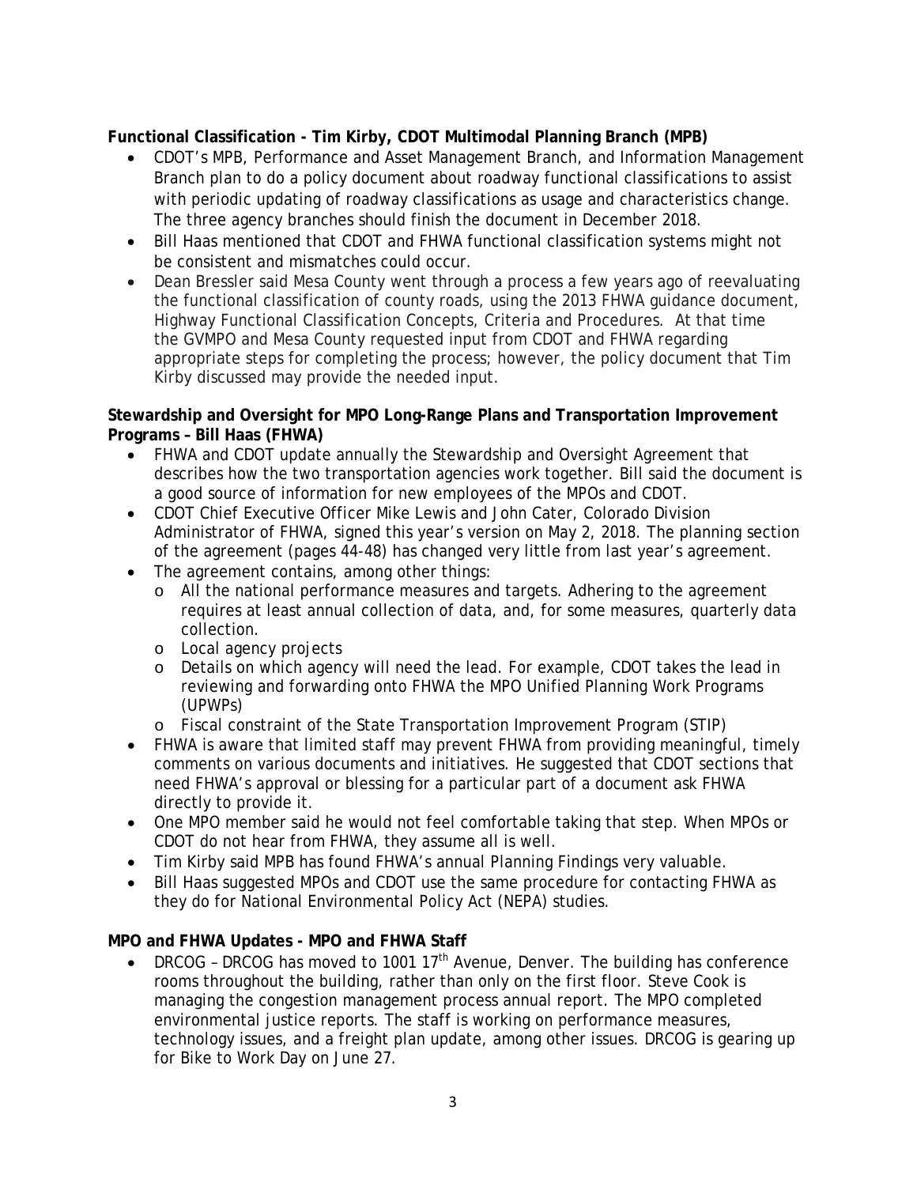**Functional Classification - Tim Kirby, CDOT Multimodal Planning Branch (MPB)**

- CDOT's MPB, Performance and Asset Management Branch, and Information Management Branch plan to do a policy document about roadway functional classifications to assist with periodic updating of roadway classifications as usage and characteristics change. The three agency branches should finish the document in December 2018.
- Bill Haas mentioned that CDOT and FHWA functional classification systems might not be consistent and mismatches could occur.
- Dean Bressler said Mesa County went through a process a few years ago of reevaluating the functional classification of county roads, using the 2013 FHWA guidance document, Highway Functional Classification Concepts, Criteria and Procedures. At that time the GVMPO and Mesa County requested input from CDOT and FHWA regarding appropriate steps for completing the process; however, the policy document that Tim Kirby discussed may provide the needed input.

**Stewardship and Oversight for MPO Long-Range Plans and Transportation Improvement Programs – Bill Haas (FHWA)**

- FHWA and CDOT update annually the Stewardship and Oversight Agreement that describes how the two transportation agencies work together. Bill said the document is a good source of information for new employees of the MPOs and CDOT.
- CDOT Chief Executive Officer Mike Lewis and John Cater, Colorado Division Administrator of FHWA, signed this year's version on May 2, 2018. The planning section of the agreement (pages 44-48) has changed very little from last year's agreement.
- The agreement contains, among other things:
  - All the national performance measures and targets. Adhering to the agreement requires at least annual collection of data, and, for some measures, quarterly data collection.
  - Local agency projects
  - Details on which agency will need the lead. For example, CDOT takes the lead in reviewing and forwarding onto FHWA the MPO Unified Planning Work Programs (UPWPs)
  - Fiscal constraint of the State Transportation Improvement Program (STIP)
- FHWA is aware that limited staff may prevent FHWA from providing meaningful, timely comments on various documents and initiatives. He suggested that CDOT sections that need FHWA's approval or blessing for a particular part of a document ask FHWA directly to provide it.
- One MPO member said he would not feel comfortable taking that step. When MPOs or CDOT do not hear from FHWA, they assume all is well.
- Tim Kirby said MPB has found FHWA's annual Planning Findings very valuable.
- Bill Haas suggested MPOs and CDOT use the same procedure for contacting FHWA as they do for National Environmental Policy Act (NEPA) studies.

**MPO and FHWA Updates - MPO and FHWA Staff**

- DRCOG – DRCOG has moved to 1001 17th Avenue, Denver. The building has conference rooms throughout the building, rather than only on the first floor. Steve Cook is managing the congestion management process annual report. The MPO completed environmental justice reports. The staff is working on performance measures, technology issues, and a freight plan update, among other issues. DRCOG is gearing up for Bike to Work Day on June 27.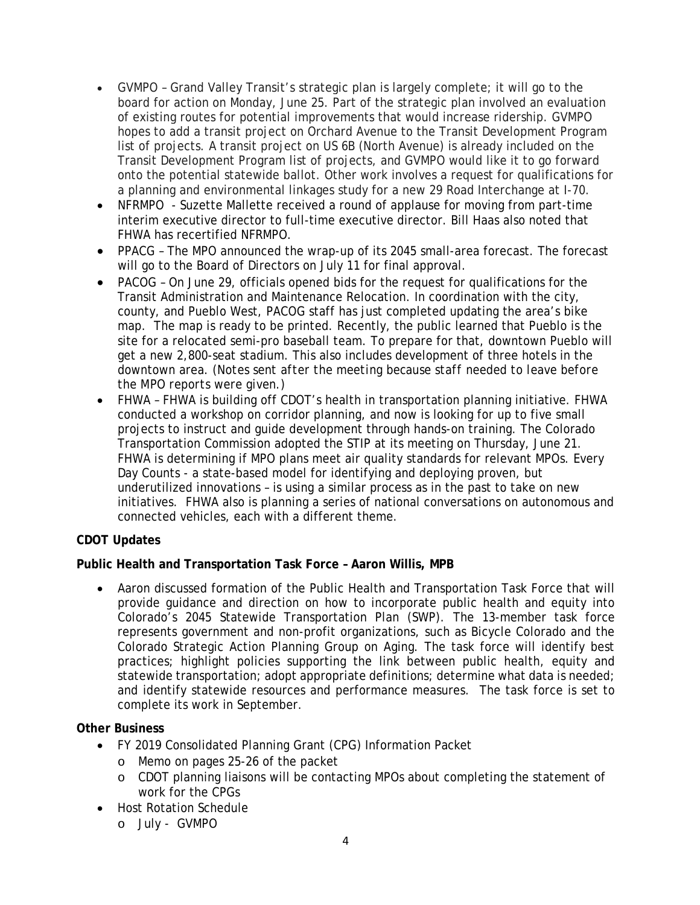- GVMPO – Grand Valley Transit's strategic plan is largely complete; it will go to the board for action on Monday, June 25. Part of the strategic plan involved an evaluation of existing routes for potential improvements that would increase ridership. GVMPO hopes to add a transit project on Orchard Avenue to the Transit Development Program list of projects. A transit project on US 6B (North Avenue) is already included on the Transit Development Program list of projects, and GVMPO would like it to go forward onto the potential statewide ballot. Other work involves a request for qualifications for a planning and environmental linkages study for a new 29 Road Interchange at I-70.
- NFRMPO - Suzette Mallette received a round of applause for moving from part-time interim executive director to full-time executive director. Bill Haas also noted that FHWA has recertified NFRMPO.
- PPACG – The MPO announced the wrap-up of its 2045 small-area forecast. The forecast will go to the Board of Directors on July 11 for final approval.
- PACOG – On June 29, officials opened bids for the request for qualifications for the Transit Administration and Maintenance Relocation. In coordination with the city, county, and Pueblo West, PACOG staff has just completed updating the area's bike map. The map is ready to be printed. Recently, the public learned that Pueblo is the site for a relocated semi-pro baseball team. To prepare for that, downtown Pueblo will get a new 2,800-seat stadium. This also includes development of three hotels in the downtown area. *(Notes sent after the meeting because staff needed to leave before the MPO reports were given.)*
- FHWA – FHWA is building off CDOT's health in transportation planning initiative. FHWA conducted a workshop on corridor planning, and now is looking for up to five small projects to instruct and guide development through hands-on training. The Colorado Transportation Commission adopted the STIP at its meeting on Thursday, June 21. FHWA is determining if MPO plans meet air quality standards for relevant MPOs. Every Day Counts - a state-based model for identifying and deploying proven, but underutilized innovations – is using a similar process as in the past to take on new initiatives. FHWA also is planning a series of national conversations on autonomous and connected vehicles, each with a different theme.

**CDOT Updates**

**Public Health and Transportation Task Force – Aaron Willis, MPB**

- Aaron discussed formation of the Public Health and Transportation Task Force that will provide guidance and direction on how to incorporate public health and equity into Colorado's 2045 Statewide Transportation Plan (SWP). The 13-member task force represents government and non-profit organizations, such as Bicycle Colorado and the Colorado Strategic Action Planning Group on Aging. The task force will identify best practices; highlight policies supporting the link between public health, equity and statewide transportation; adopt appropriate definitions; determine what data is needed; and identify statewide resources and performance measures. The task force is set to complete its work in September.

**Other Business**

- FY 2019 Consolidated Planning Grant (CPG) Information Packet
  - Memo on pages 25-26 of the packet
  - CDOT planning liaisons will be contacting MPOs about completing the statement of work for the CPGs
- Host Rotation Schedule
  - July - GVMPO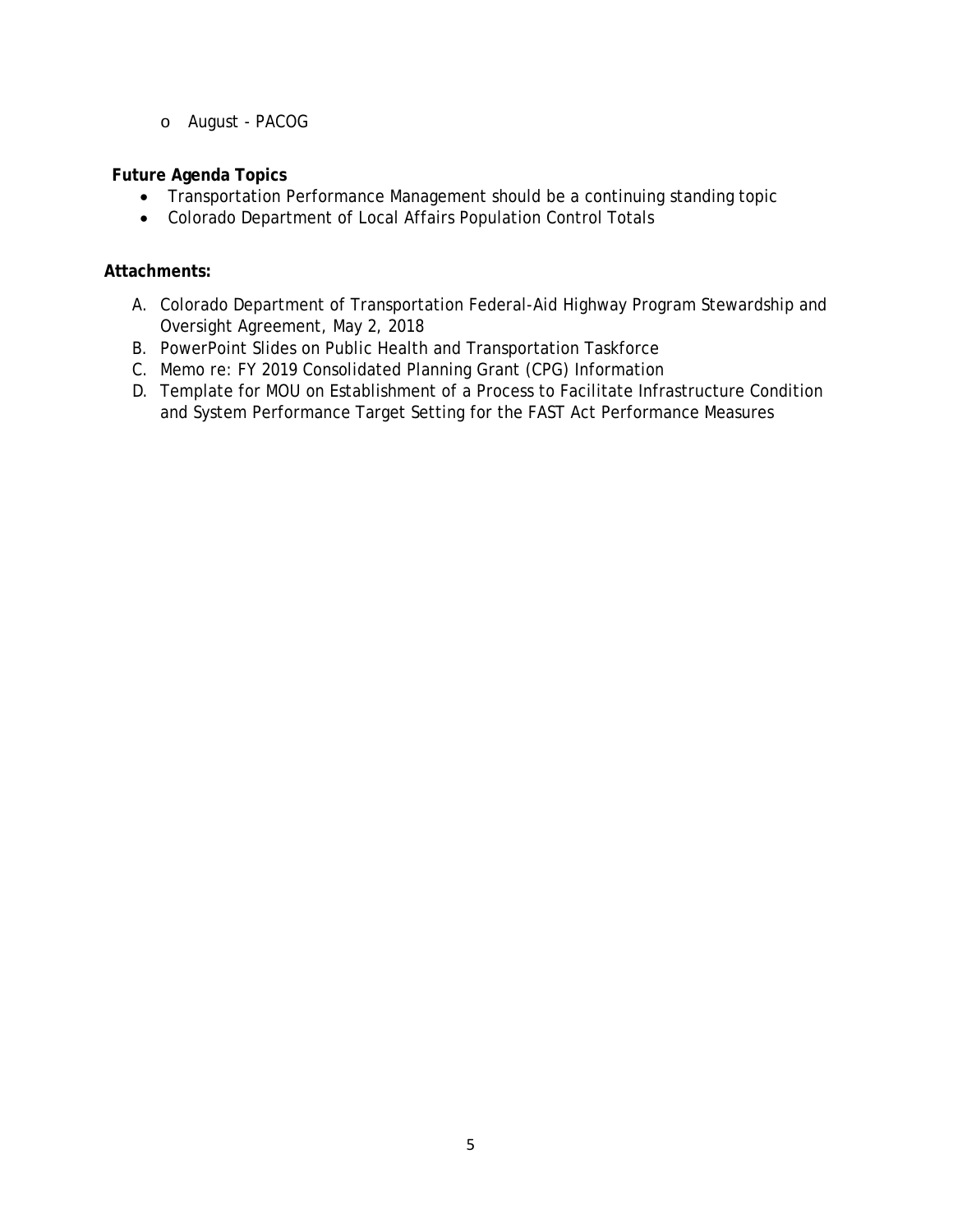- August - PACOG

**Future Agenda Topics**

- Transportation Performance Management should be a continuing standing topic
- Colorado Department of Local Affairs Population Control Totals

**Attachments:**

A. Colorado Department of Transportation Federal-Aid Highway Program Stewardship and Oversight Agreement, May 2, 2018
B. PowerPoint Slides on Public Health and Transportation Taskforce
C. Memo re: FY 2019 Consolidated Planning Grant (CPG) Information
D. Template for MOU on Establishment of a Process to Facilitate Infrastructure Condition and System Performance Target Setting for the FAST Act Performance Measures